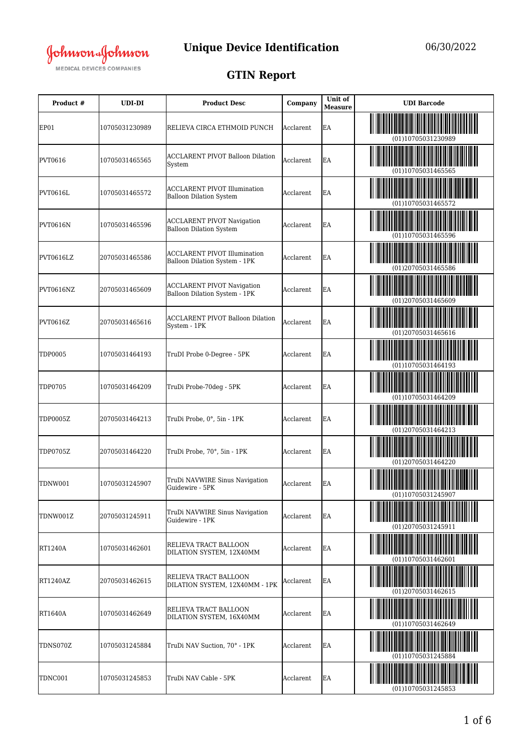Johnson & Johnson MEDICAL DEVICES COMPANIES

# Unique Device Identification

06/30/2022

## GTIN Report

| Product # | UDI-DI | Product Desc | Company | Unit of Measure | UDI Barcode |
|---|---|---|---|---|---|
| EP01 | 10705031230989 | RELIEVA CIRCA ETHMOID PUNCH | Acclarent | EA | (01)10705031230989 |
| PVT0616 | 10705031465565 | ACCLARENT PIVOT Balloon Dilation System | Acclarent | EA | (01)10705031465565 |
| PVT0616L | 10705031465572 | ACCLARENT PIVOT Illumination Balloon Dilation System | Acclarent | EA | (01)10705031465572 |
| PVT0616N | 10705031465596 | ACCLARENT PIVOT Navigation Balloon Dilation System | Acclarent | EA | (01)10705031465596 |
| PVT0616LZ | 20705031465586 | ACCLARENT PIVOT Illumination Balloon Dilation System - 1PK | Acclarent | EA | (01)20705031465586 |
| PVT0616NZ | 20705031465609 | ACCLARENT PIVOT Navigation Balloon Dilation System - 1PK | Acclarent | EA | (01)20705031465609 |
| PVT0616Z | 20705031465616 | ACCLARENT PIVOT Balloon Dilation System - 1PK | Acclarent | EA | (01)20705031465616 |
| TDP0005 | 10705031464193 | TruDI Probe 0-Degree - 5PK | Acclarent | EA | (01)10705031464193 |
| TDP0705 | 10705031464209 | TruDi Probe-70deg - 5PK | Acclarent | EA | (01)10705031464209 |
| TDP0005Z | 20705031464213 | TruDi Probe, 0°, 5in - 1PK | Acclarent | EA | (01)20705031464213 |
| TDP0705Z | 20705031464220 | TruDi Probe, 70°, 5in - 1PK | Acclarent | EA | (01)20705031464220 |
| TDNW001 | 10705031245907 | TruDi NAVWIRE Sinus Navigation Guidewire - 5PK | Acclarent | EA | (01)10705031245907 |
| TDNW001Z | 20705031245911 | TruDi NAVWIRE Sinus Navigation Guidewire - 1PK | Acclarent | EA | (01)20705031245911 |
| RT1240A | 10705031462601 | RELIEVA TRACT BALLOON DILATION SYSTEM, 12X40MM | Acclarent | EA | (01)10705031462601 |
| RT1240AZ | 20705031462615 | RELIEVA TRACT BALLOON DILATION SYSTEM, 12X40MM - 1PK | Acclarent | EA | (01)20705031462615 |
| RT1640A | 10705031462649 | RELIEVA TRACT BALLOON DILATION SYSTEM, 16X40MM | Acclarent | EA | (01)10705031462649 |
| TDNS070Z | 10705031245884 | TruDi NAV Suction, 70° - 1PK | Acclarent | EA | (01)10705031245884 |
| TDNC001 | 10705031245853 | TruDi NAV Cable - 5PK | Acclarent | EA | (01)10705031245853 |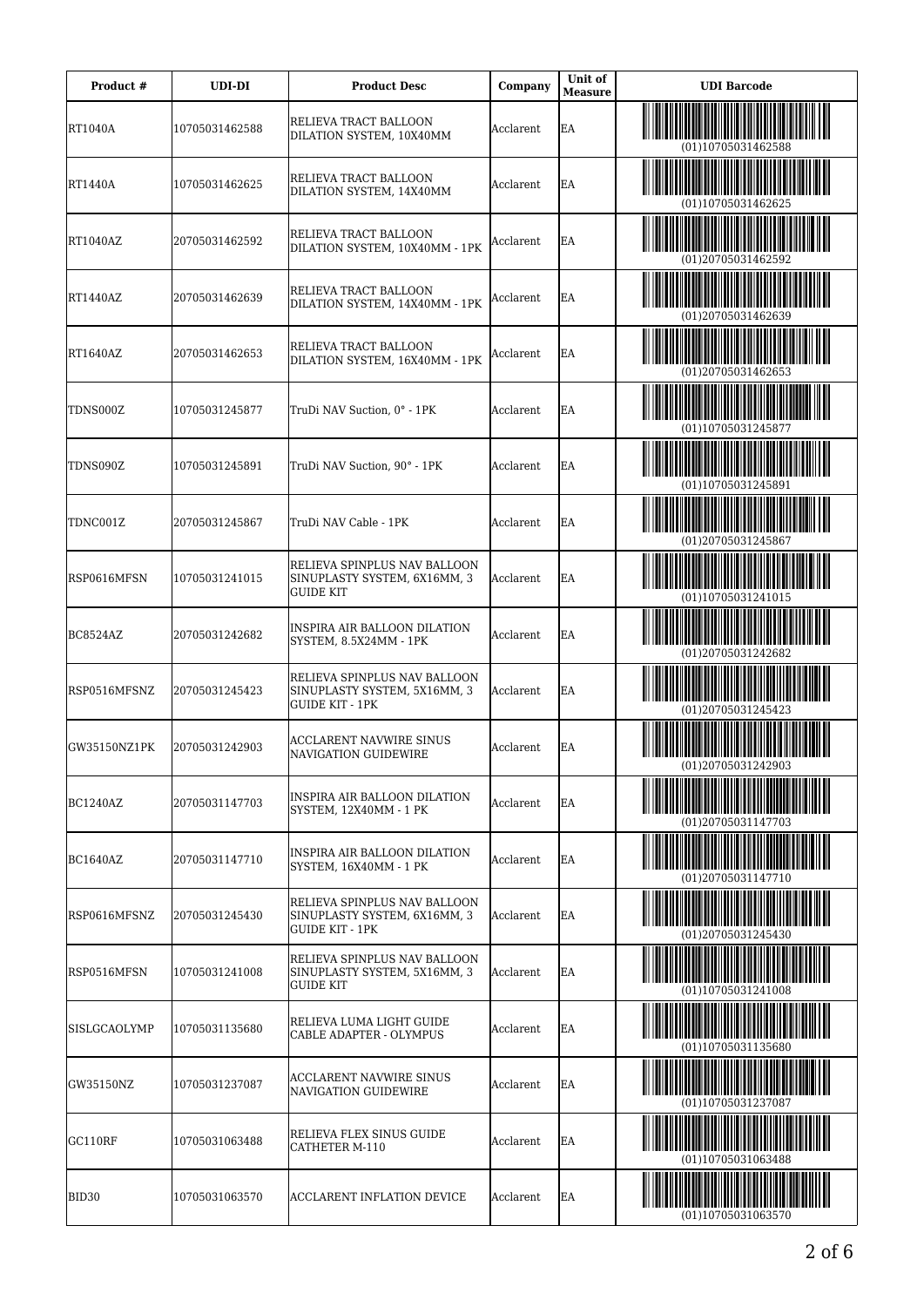| Product # | UDI-DI | Product Desc | Company | Unit of Measure | UDI Barcode |
|---|---|---|---|---|---|
| RT1040A | 10705031462588 | RELIEVA TRACT BALLOON DILATION SYSTEM, 10X40MM | Acclarent | EA | (01)10705031462588 |
| RT1440A | 10705031462625 | RELIEVA TRACT BALLOON DILATION SYSTEM, 14X40MM | Acclarent | EA | (01)10705031462625 |
| RT1040AZ | 20705031462592 | RELIEVA TRACT BALLOON DILATION SYSTEM, 10X40MM - 1PK | Acclarent | EA | (01)20705031462592 |
| RT1440AZ | 20705031462639 | RELIEVA TRACT BALLOON DILATION SYSTEM, 14X40MM - 1PK | Acclarent | EA | (01)20705031462639 |
| RT1640AZ | 20705031462653 | RELIEVA TRACT BALLOON DILATION SYSTEM, 16X40MM - 1PK | Acclarent | EA | (01)20705031462653 |
| TDNS000Z | 10705031245877 | TruDi NAV Suction, 0° - 1PK | Acclarent | EA | (01)10705031245877 |
| TDNS090Z | 10705031245891 | TruDi NAV Suction, 90° - 1PK | Acclarent | EA | (01)10705031245891 |
| TDNC001Z | 20705031245867 | TruDi NAV Cable - 1PK | Acclarent | EA | (01)20705031245867 |
| RSP0616MFSN | 10705031241015 | RELIEVA SPINPLUS NAV BALLOON SINUPLASTY SYSTEM, 6X16MM, 3 GUIDE KIT | Acclarent | EA | (01)10705031241015 |
| BC8524AZ | 20705031242682 | INSPIRA AIR BALLOON DILATION SYSTEM, 8.5X24MM - 1PK | Acclarent | EA | (01)20705031242682 |
| RSP0516MFSNZ | 20705031245423 | RELIEVA SPINPLUS NAV BALLOON SINUPLASTY SYSTEM, 5X16MM, 3 GUIDE KIT - 1PK | Acclarent | EA | (01)20705031245423 |
| GW35150NZ1PK | 20705031242903 | ACCLARENT NAVWIRE SINUS NAVIGATION GUIDEWIRE | Acclarent | EA | (01)20705031242903 |
| BC1240AZ | 20705031147703 | INSPIRA AIR BALLOON DILATION SYSTEM, 12X40MM - 1 PK | Acclarent | EA | (01)20705031147703 |
| BC1640AZ | 20705031147710 | INSPIRA AIR BALLOON DILATION SYSTEM, 16X40MM - 1 PK | Acclarent | EA | (01)20705031147710 |
| RSP0616MFSNZ | 20705031245430 | RELIEVA SPINPLUS NAV BALLOON SINUPLASTY SYSTEM, 6X16MM, 3 GUIDE KIT - 1PK | Acclarent | EA | (01)20705031245430 |
| RSP0516MFSN | 10705031241008 | RELIEVA SPINPLUS NAV BALLOON SINUPLASTY SYSTEM, 5X16MM, 3 GUIDE KIT | Acclarent | EA | (01)10705031241008 |
| SISLGCAOLYMP | 10705031135680 | RELIEVA LUMA LIGHT GUIDE CABLE ADAPTER - OLYMPUS | Acclarent | EA | (01)10705031135680 |
| GW35150NZ | 10705031237087 | ACCLARENT NAVWIRE SINUS NAVIGATION GUIDEWIRE | Acclarent | EA | (01)10705031237087 |
| GC110RF | 10705031063488 | RELIEVA FLEX SINUS GUIDE CATHETER M-110 | Acclarent | EA | (01)10705031063488 |
| BID30 | 10705031063570 | ACCLARENT INFLATION DEVICE | Acclarent | EA | (01)10705031063570 |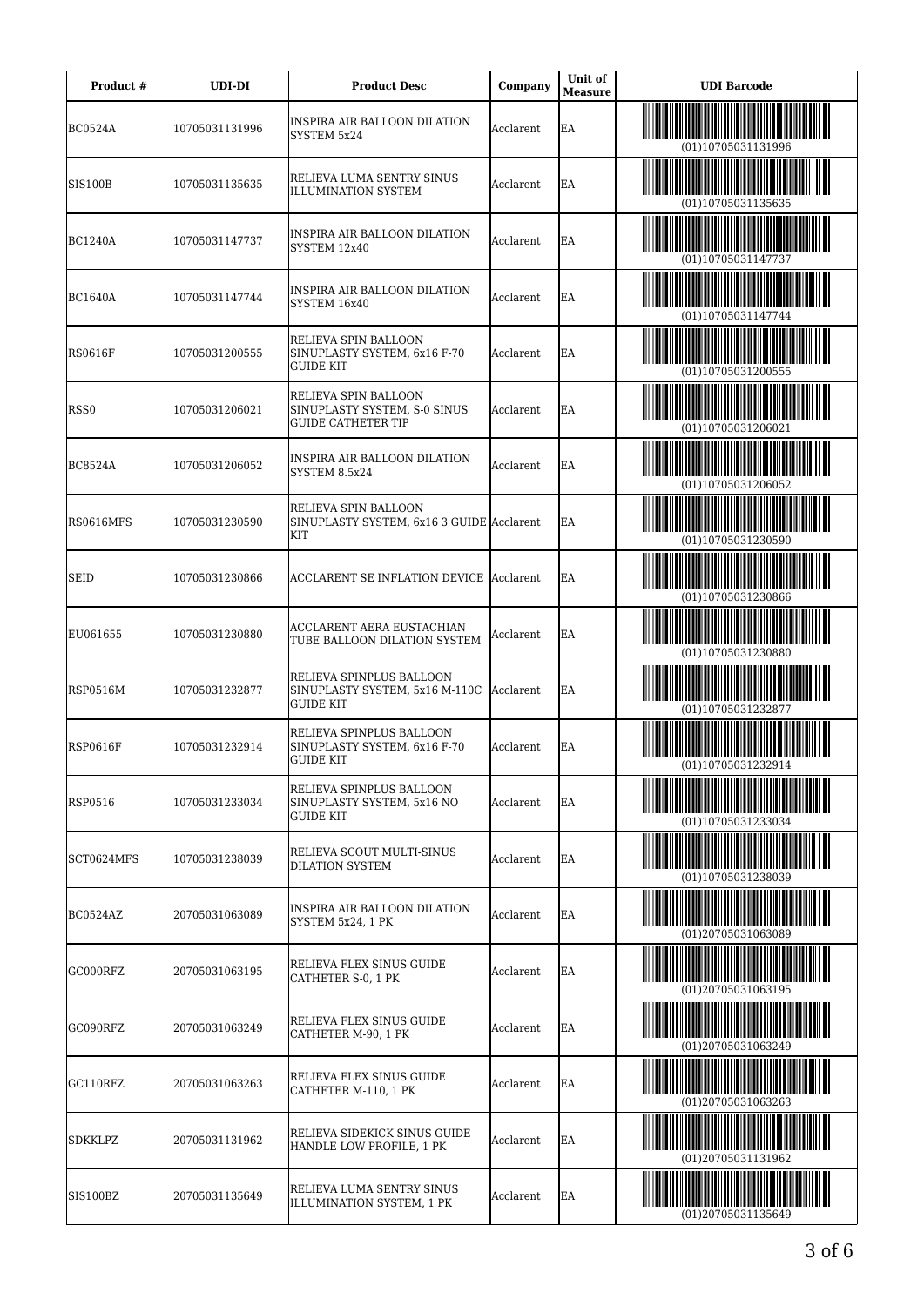| Product # | UDI-DI | Product Desc | Company | Unit of Measure | UDI Barcode |
|---|---|---|---|---|---|
| BC0524A | 10705031131996 | INSPIRA AIR BALLOON DILATION SYSTEM 5x24 | Acclarent | EA | (01)10705031131996 |
| SIS100B | 10705031135635 | RELIEVA LUMA SENTRY SINUS ILLUMINATION SYSTEM | Acclarent | EA | (01)10705031135635 |
| BC1240A | 10705031147737 | INSPIRA AIR BALLOON DILATION SYSTEM 12x40 | Acclarent | EA | (01)10705031147737 |
| BC1640A | 10705031147744 | INSPIRA AIR BALLOON DILATION SYSTEM 16x40 | Acclarent | EA | (01)10705031147744 |
| RS0616F | 10705031200555 | RELIEVA SPIN BALLOON SINUPLASTY SYSTEM, 6x16 F-70 GUIDE KIT | Acclarent | EA | (01)10705031200555 |
| RSS0 | 10705031206021 | RELIEVA SPIN BALLOON SINUPLASTY SYSTEM, S-0 SINUS GUIDE CATHETER TIP | Acclarent | EA | (01)10705031206021 |
| BC8524A | 10705031206052 | INSPIRA AIR BALLOON DILATION SYSTEM 8.5x24 | Acclarent | EA | (01)10705031206052 |
| RS0616MFS | 10705031230590 | RELIEVA SPIN BALLOON SINUPLASTY SYSTEM, 6x16 3 GUIDE KIT | Acclarent | EA | (01)10705031230590 |
| SEID | 10705031230866 | ACCLARENT SE INFLATION DEVICE | Acclarent | EA | (01)10705031230866 |
| EU061655 | 10705031230880 | ACCLARENT AERA EUSTACHIAN TUBE BALLOON DILATION SYSTEM | Acclarent | EA | (01)10705031230880 |
| RSP0516M | 10705031232877 | RELIEVA SPINPLUS BALLOON SINUPLASTY SYSTEM, 5x16 M-110C GUIDE KIT | Acclarent | EA | (01)10705031232877 |
| RSP0616F | 10705031232914 | RELIEVA SPINPLUS BALLOON SINUPLASTY SYSTEM, 6x16 F-70 GUIDE KIT | Acclarent | EA | (01)10705031232914 |
| RSP0516 | 10705031233034 | RELIEVA SPINPLUS BALLOON SINUPLASTY SYSTEM, 5x16 NO GUIDE KIT | Acclarent | EA | (01)10705031233034 |
| SCT0624MFS | 10705031238039 | RELIEVA SCOUT MULTI-SINUS DILATION SYSTEM | Acclarent | EA | (01)10705031238039 |
| BC0524AZ | 20705031063089 | INSPIRA AIR BALLOON DILATION SYSTEM 5x24, 1 PK | Acclarent | EA | (01)20705031063089 |
| GC000RFZ | 20705031063195 | RELIEVA FLEX SINUS GUIDE CATHETER S-0, 1 PK | Acclarent | EA | (01)20705031063195 |
| GC090RFZ | 20705031063249 | RELIEVA FLEX SINUS GUIDE CATHETER M-90, 1 PK | Acclarent | EA | (01)20705031063249 |
| GC110RFZ | 20705031063263 | RELIEVA FLEX SINUS GUIDE CATHETER M-110, 1 PK | Acclarent | EA | (01)20705031063263 |
| SDKKLPZ | 20705031131962 | RELIEVA SIDEKICK SINUS GUIDE HANDLE LOW PROFILE, 1 PK | Acclarent | EA | (01)20705031131962 |
| SIS100BZ | 20705031135649 | RELIEVA LUMA SENTRY SINUS ILLUMINATION SYSTEM, 1 PK | Acclarent | EA | (01)20705031135649 |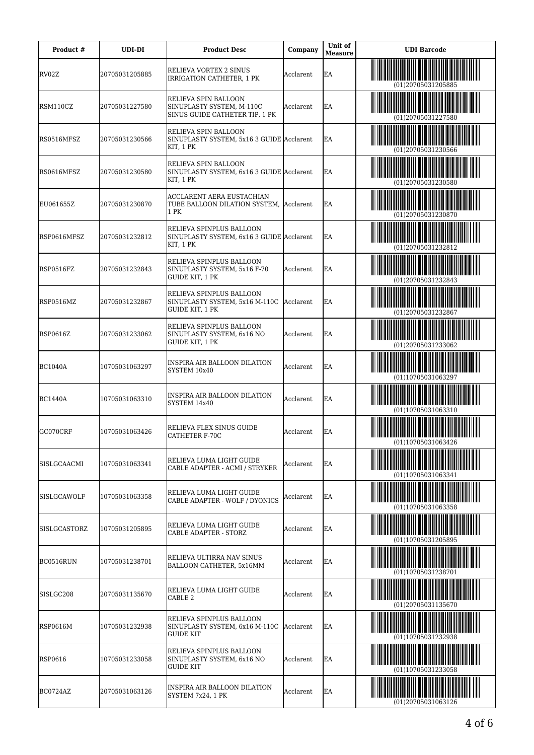| Product # | UDI-DI | Product Desc | Company | Unit of Measure | UDI Barcode |
|---|---|---|---|---|---|
| RV02Z | 20705031205885 | RELIEVA VORTEX 2 SINUS IRRIGATION CATHETER, 1 PK | Acclarent | EA | (01)20705031205885 |
| RSM110CZ | 20705031227580 | RELIEVA SPIN BALLOON SINUPLASTY SYSTEM, M-110C SINUS GUIDE CATHETER TIP, 1 PK | Acclarent | EA | (01)20705031227580 |
| RS0516MFSZ | 20705031230566 | RELIEVA SPIN BALLOON SINUPLASTY SYSTEM, 5x16 3 GUIDE KIT, 1 PK | Acclarent | EA | (01)20705031230566 |
| RS0616MFSZ | 20705031230580 | RELIEVA SPIN BALLOON SINUPLASTY SYSTEM, 6x16 3 GUIDE KIT, 1 PK | Acclarent | EA | (01)20705031230580 |
| EU061655Z | 20705031230870 | ACCLARENT AERA EUSTACHIAN TUBE BALLOON DILATION SYSTEM, 1 PK | Acclarent | EA | (01)20705031230870 |
| RSP0616MFSZ | 20705031232812 | RELIEVA SPINPLUS BALLOON SINUPLASTY SYSTEM, 6x16 3 GUIDE KIT, 1 PK | Acclarent | EA | (01)20705031232812 |
| RSP0516FZ | 20705031232843 | RELIEVA SPINPLUS BALLOON SINUPLASTY SYSTEM, 5x16 F-70 GUIDE KIT, 1 PK | Acclarent | EA | (01)20705031232843 |
| RSP0516MZ | 20705031232867 | RELIEVA SPINPLUS BALLOON SINUPLASTY SYSTEM, 5x16 M-110C GUIDE KIT, 1 PK | Acclarent | EA | (01)20705031232867 |
| RSP0616Z | 20705031233062 | RELIEVA SPINPLUS BALLOON SINUPLASTY SYSTEM, 6x16 NO GUIDE KIT, 1 PK | Acclarent | EA | (01)20705031233062 |
| BC1040A | 10705031063297 | INSPIRA AIR BALLOON DILATION SYSTEM 10x40 | Acclarent | EA | (01)10705031063297 |
| BC1440A | 10705031063310 | INSPIRA AIR BALLOON DILATION SYSTEM 14x40 | Acclarent | EA | (01)10705031063310 |
| GC070CRF | 10705031063426 | RELIEVA FLEX SINUS GUIDE CATHETER F-70C | Acclarent | EA | (01)10705031063426 |
| SISLGCAACMI | 10705031063341 | RELIEVA LUMA LIGHT GUIDE CABLE ADAPTER - ACMI / STRYKER | Acclarent | EA | (01)10705031063341 |
| SISLGCAWOLF | 10705031063358 | RELIEVA LUMA LIGHT GUIDE CABLE ADAPTER - WOLF / DYONICS | Acclarent | EA | (01)10705031063358 |
| SISLGCASTORZ | 10705031205895 | RELIEVA LUMA LIGHT GUIDE CABLE ADAPTER - STORZ | Acclarent | EA | (01)10705031205895 |
| BC0516RUN | 10705031238701 | RELIEVA ULTIRRA NAV SINUS BALLOON CATHETER, 5x16MM | Acclarent | EA | (01)10705031238701 |
| SISLGC208 | 20705031135670 | RELIEVA LUMA LIGHT GUIDE CABLE 2 | Acclarent | EA | (01)20705031135670 |
| RSP0616M | 10705031232938 | RELIEVA SPINPLUS BALLOON SINUPLASTY SYSTEM, 6x16 M-110C GUIDE KIT | Acclarent | EA | (01)10705031232938 |
| RSP0616 | 10705031233058 | RELIEVA SPINPLUS BALLOON SINUPLASTY SYSTEM, 6x16 NO GUIDE KIT | Acclarent | EA | (01)10705031233058 |
| BC0724AZ | 20705031063126 | INSPIRA AIR BALLOON DILATION SYSTEM 7x24, 1 PK | Acclarent | EA | (01)20705031063126 |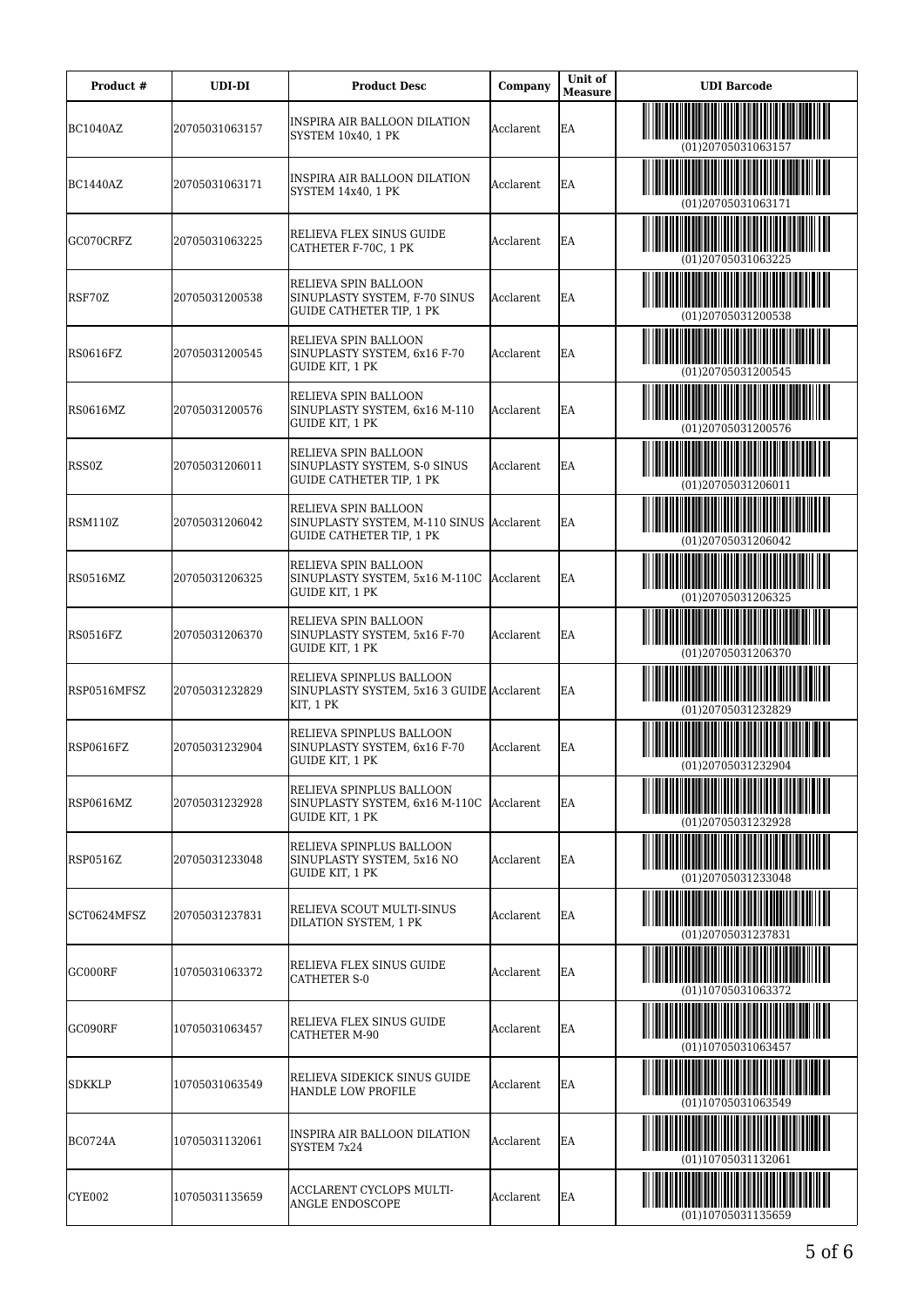| Product # | UDI-DI | Product Desc | Company | Unit of Measure | UDI Barcode |
|---|---|---|---|---|---|
| BC1040AZ | 20705031063157 | INSPIRA AIR BALLOON DILATION SYSTEM 10x40, 1 PK | Acclarent | EA | (01)20705031063157 |
| BC1440AZ | 20705031063171 | INSPIRA AIR BALLOON DILATION SYSTEM 14x40, 1 PK | Acclarent | EA | (01)20705031063171 |
| GC070CRFZ | 20705031063225 | RELIEVA FLEX SINUS GUIDE CATHETER F-70C, 1 PK | Acclarent | EA | (01)20705031063225 |
| RSF70Z | 20705031200538 | RELIEVA SPIN BALLOON SINUPLASTY SYSTEM, F-70 SINUS GUIDE CATHETER TIP, 1 PK | Acclarent | EA | (01)20705031200538 |
| RS0616FZ | 20705031200545 | RELIEVA SPIN BALLOON SINUPLASTY SYSTEM, 6x16 F-70 GUIDE KIT, 1 PK | Acclarent | EA | (01)20705031200545 |
| RS0616MZ | 20705031200576 | RELIEVA SPIN BALLOON SINUPLASTY SYSTEM, 6x16 M-110 GUIDE KIT, 1 PK | Acclarent | EA | (01)20705031200576 |
| RSS0Z | 20705031206011 | RELIEVA SPIN BALLOON SINUPLASTY SYSTEM, S-0 SINUS GUIDE CATHETER TIP, 1 PK | Acclarent | EA | (01)20705031206011 |
| RSM110Z | 20705031206042 | RELIEVA SPIN BALLOON SINUPLASTY SYSTEM, M-110 SINUS GUIDE CATHETER TIP, 1 PK | Acclarent | EA | (01)20705031206042 |
| RS0516MZ | 20705031206325 | RELIEVA SPIN BALLOON SINUPLASTY SYSTEM, 5x16 M-110C GUIDE KIT, 1 PK | Acclarent | EA | (01)20705031206325 |
| RS0516FZ | 20705031206370 | RELIEVA SPIN BALLOON SINUPLASTY SYSTEM, 5x16 F-70 GUIDE KIT, 1 PK | Acclarent | EA | (01)20705031206370 |
| RSP0516MFSZ | 20705031232829 | RELIEVA SPINPLUS BALLOON SINUPLASTY SYSTEM, 5x16 3 GUIDE KIT, 1 PK | Acclarent | EA | (01)20705031232829 |
| RSP0616FZ | 20705031232904 | RELIEVA SPINPLUS BALLOON SINUPLASTY SYSTEM, 6x16 F-70 GUIDE KIT, 1 PK | Acclarent | EA | (01)20705031232904 |
| RSP0616MZ | 20705031232928 | RELIEVA SPINPLUS BALLOON SINUPLASTY SYSTEM, 6x16 M-110C GUIDE KIT, 1 PK | Acclarent | EA | (01)20705031232928 |
| RSP0516Z | 20705031233048 | RELIEVA SPINPLUS BALLOON SINUPLASTY SYSTEM, 5x16 NO GUIDE KIT, 1 PK | Acclarent | EA | (01)20705031233048 |
| SCT0624MFSZ | 20705031237831 | RELIEVA SCOUT MULTI-SINUS DILATION SYSTEM, 1 PK | Acclarent | EA | (01)20705031237831 |
| GC000RF | 10705031063372 | RELIEVA FLEX SINUS GUIDE CATHETER S-0 | Acclarent | EA | (01)10705031063372 |
| GC090RF | 10705031063457 | RELIEVA FLEX SINUS GUIDE CATHETER M-90 | Acclarent | EA | (01)10705031063457 |
| SDKKLP | 10705031063549 | RELIEVA SIDEKICK SINUS GUIDE HANDLE LOW PROFILE | Acclarent | EA | (01)10705031063549 |
| BC0724A | 10705031132061 | INSPIRA AIR BALLOON DILATION SYSTEM 7x24 | Acclarent | EA | (01)10705031132061 |
| CYE002 | 10705031135659 | ACCLARENT CYCLOPS MULTI-ANGLE ENDOSCOPE | Acclarent | EA | (01)10705031135659 |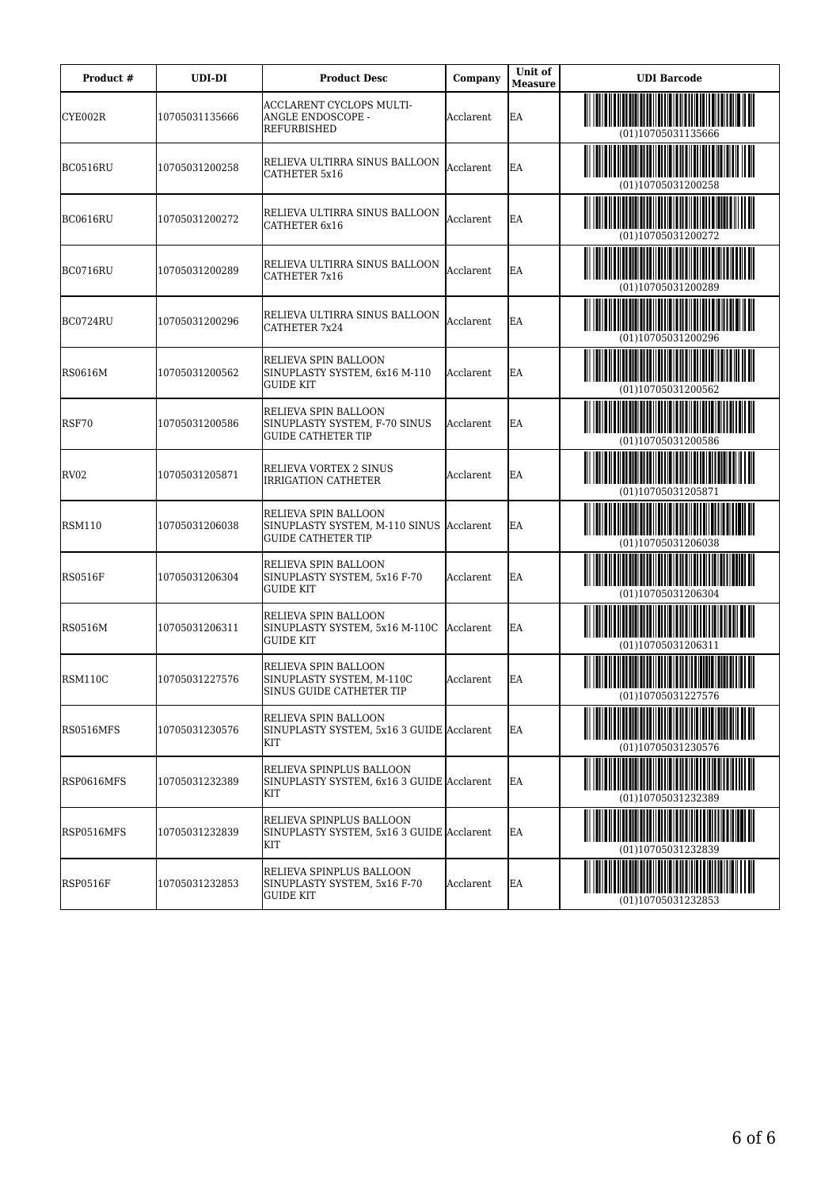| Product # | UDI-DI | Product Desc | Company | Unit of Measure | UDI Barcode |
| --- | --- | --- | --- | --- | --- |
| CYE002R | 10705031135666 | ACCLARENT CYCLOPS MULTI-ANGLE ENDOSCOPE - REFURBISHED | Acclarent | EA | (01)10705031135666 |
| BC0516RU | 10705031200258 | RELIEVA ULTIRRA SINUS BALLOON CATHETER 5x16 | Acclarent | EA | (01)10705031200258 |
| BC0616RU | 10705031200272 | RELIEVA ULTIRRA SINUS BALLOON CATHETER 6x16 | Acclarent | EA | (01)10705031200272 |
| BC0716RU | 10705031200289 | RELIEVA ULTIRRA SINUS BALLOON CATHETER 7x16 | Acclarent | EA | (01)10705031200289 |
| BC0724RU | 10705031200296 | RELIEVA ULTIRRA SINUS BALLOON CATHETER 7x24 | Acclarent | EA | (01)10705031200296 |
| RS0616M | 10705031200562 | RELIEVA SPIN BALLOON SINUPLASTY SYSTEM, 6x16 M-110 GUIDE KIT | Acclarent | EA | (01)10705031200562 |
| RSF70 | 10705031200586 | RELIEVA SPIN BALLOON SINUPLASTY SYSTEM, F-70 SINUS GUIDE CATHETER TIP | Acclarent | EA | (01)10705031200586 |
| RV02 | 10705031205871 | RELIEVA VORTEX 2 SINUS IRRIGATION CATHETER | Acclarent | EA | (01)10705031205871 |
| RSM110 | 10705031206038 | RELIEVA SPIN BALLOON SINUPLASTY SYSTEM, M-110 SINUS GUIDE CATHETER TIP | Acclarent | EA | (01)10705031206038 |
| RS0516F | 10705031206304 | RELIEVA SPIN BALLOON SINUPLASTY SYSTEM, 5x16 F-70 GUIDE KIT | Acclarent | EA | (01)10705031206304 |
| RS0516M | 10705031206311 | RELIEVA SPIN BALLOON SINUPLASTY SYSTEM, 5x16 M-110C GUIDE KIT | Acclarent | EA | (01)10705031206311 |
| RSM110C | 10705031227576 | RELIEVA SPIN BALLOON SINUPLASTY SYSTEM, M-110C SINUS GUIDE CATHETER TIP | Acclarent | EA | (01)10705031227576 |
| RS0516MFS | 10705031230576 | RELIEVA SPIN BALLOON SINUPLASTY SYSTEM, 5x16 3 GUIDE KIT | Acclarent | EA | (01)10705031230576 |
| RSP0616MFS | 10705031232389 | RELIEVA SPINPLUS BALLOON SINUPLASTY SYSTEM, 6x16 3 GUIDE KIT | Acclarent | EA | (01)10705031232389 |
| RSP0516MFS | 10705031232839 | RELIEVA SPINPLUS BALLOON SINUPLASTY SYSTEM, 5x16 3 GUIDE KIT | Acclarent | EA | (01)10705031232839 |
| RSP0516F | 10705031232853 | RELIEVA SPINPLUS BALLOON SINUPLASTY SYSTEM, 5x16 F-70 GUIDE KIT | Acclarent | EA | (01)10705031232853 |